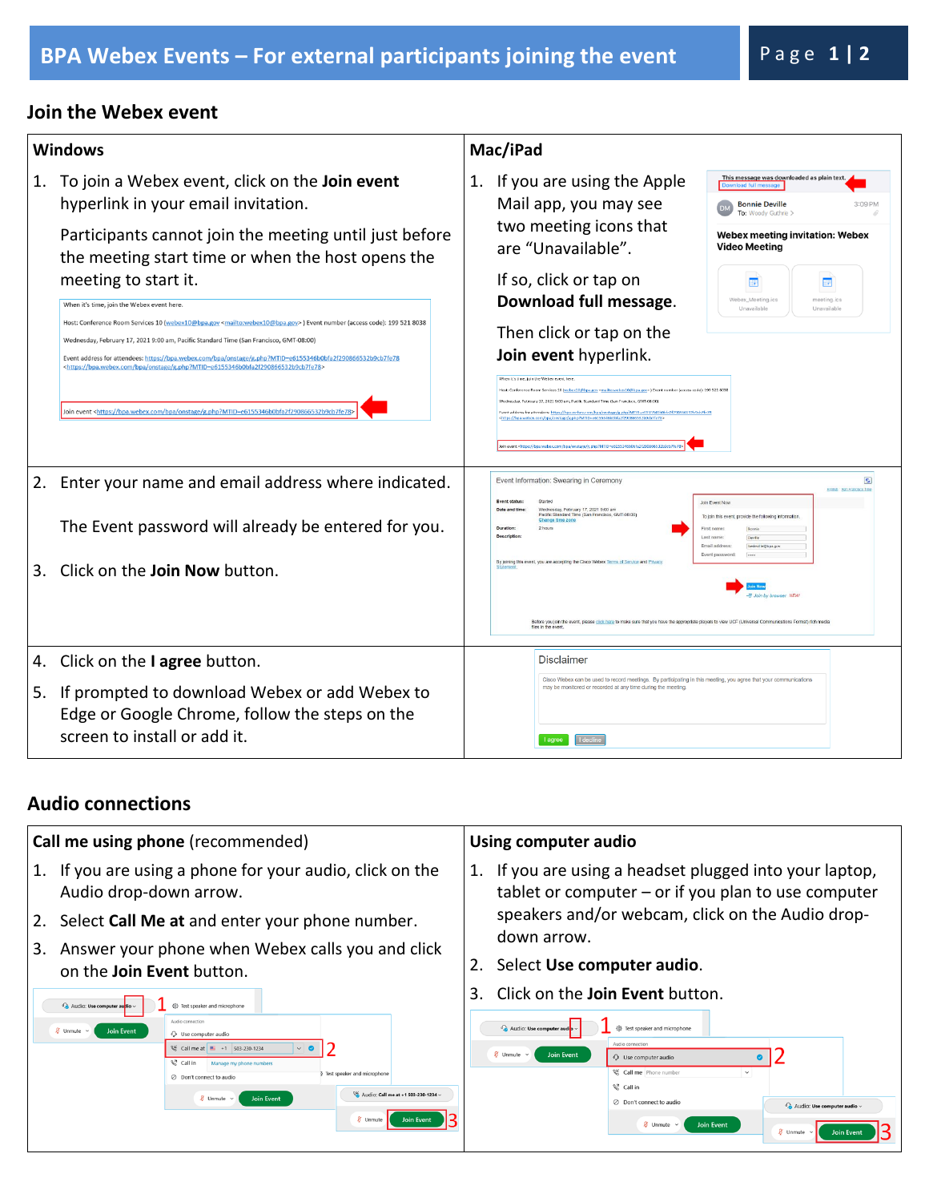# BPA Webex Events – For external participants joining the event

## Join the Webex event

### Windows

1. To join a Webex event, click on the **Join event** hyperlink in your email invitation.

   Participants cannot join the meeting until just before the meeting start time or when the host opens the meeting to start it.

2. Enter your name and email address where indicated.

   The Event password will already be entered for you.

3. Click on the **Join Now** button.

4. Click on the **I agree** button.

5. If prompted to download Webex or add Webex to Edge or Google Chrome, follow the steps on the screen to install or add it.

### Mac/iPad

1. If you are using the Apple Mail app, you may see two meeting icons that are "Unavailable".

   If so, click or tap on **Download full message**.

   Then click or tap on the **Join event** hyperlink.

## Audio connections

### Call me using phone (recommended)

1. If you are using a phone for your audio, click on the Audio drop-down arrow.
2. Select **Call Me at** and enter your phone number.
3. Answer your phone when Webex calls you and click on the **Join Event** button.

### Using computer audio

1. If you are using a headset plugged into your laptop, tablet or computer – or if you plan to use computer speakers and/or webcam, click on the Audio drop-down arrow.
2. Select **Use computer audio**.
3. Click on the **Join Event** button.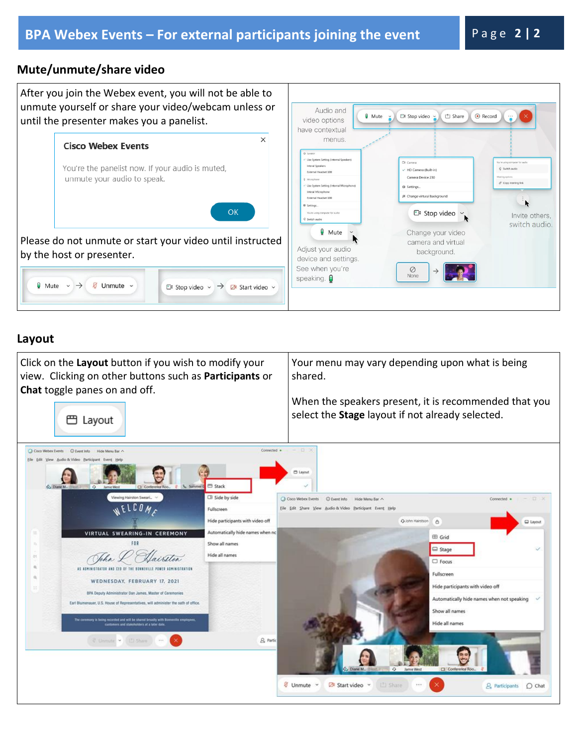## Mute/unmute/share video

After you join the Webex event, you will not be able to unmute yourself or share your video/webcam unless or until the presenter makes you a panelist.

Please do not unmute or start your video until instructed by the host or presenter.

## Layout

Click on the **Layout** button if you wish to modify your view. Clicking on other buttons such as **Participants** or **Chat** toggle panes on and off.

Your menu may vary depending upon what is being shared.

When the speakers present, it is recommended that you select the **Stage** layout if not already selected.